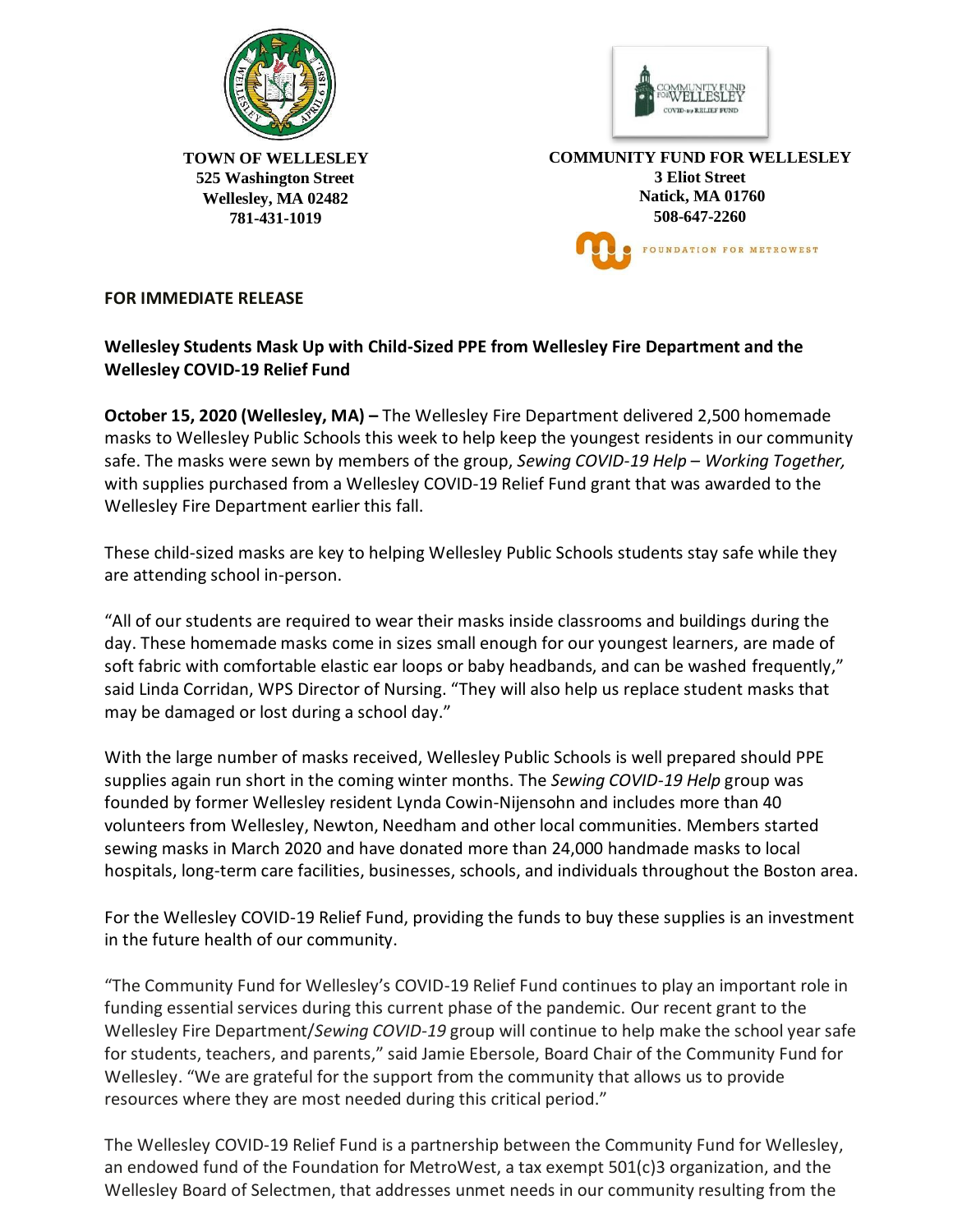**TOWN OF WELLESLEY**
**525 Washington Street**
**Wellesley, MA 02482**
**781-431-1019**

**COMMUNITY FUND FOR WELLESLEY**
**3 Eliot Street**
**Natick, MA 01760**
**508-647-2260**

FOUNDATION FOR METROWEST

**FOR IMMEDIATE RELEASE**

**Wellesley Students Mask Up with Child-Sized PPE from Wellesley Fire Department and the Wellesley COVID-19 Relief Fund**

**October 15, 2020 (Wellesley, MA) –** The Wellesley Fire Department delivered 2,500 homemade masks to Wellesley Public Schools this week to help keep the youngest residents in our community safe. The masks were sewn by members of the group, *Sewing COVID-19 Help – Working Together,* with supplies purchased from a Wellesley COVID-19 Relief Fund grant that was awarded to the Wellesley Fire Department earlier this fall.

These child-sized masks are key to helping Wellesley Public Schools students stay safe while they are attending school in-person.

"All of our students are required to wear their masks inside classrooms and buildings during the day. These homemade masks come in sizes small enough for our youngest learners, are made of soft fabric with comfortable elastic ear loops or baby headbands, and can be washed frequently," said Linda Corridan, WPS Director of Nursing. "They will also help us replace student masks that may be damaged or lost during a school day."

With the large number of masks received, Wellesley Public Schools is well prepared should PPE supplies again run short in the coming winter months. The *Sewing COVID-19 Help* group was founded by former Wellesley resident Lynda Cowin-Nijensohn and includes more than 40 volunteers from Wellesley, Newton, Needham and other local communities. Members started sewing masks in March 2020 and have donated more than 24,000 handmade masks to local hospitals, long-term care facilities, businesses, schools, and individuals throughout the Boston area.

For the Wellesley COVID-19 Relief Fund, providing the funds to buy these supplies is an investment in the future health of our community.

"The Community Fund for Wellesley's COVID-19 Relief Fund continues to play an important role in funding essential services during this current phase of the pandemic. Our recent grant to the Wellesley Fire Department/*Sewing COVID-19* group will continue to help make the school year safe for students, teachers, and parents," said Jamie Ebersole, Board Chair of the Community Fund for Wellesley. "We are grateful for the support from the community that allows us to provide resources where they are most needed during this critical period."

The Wellesley COVID-19 Relief Fund is a partnership between the Community Fund for Wellesley, an endowed fund of the Foundation for MetroWest, a tax exempt 501(c)3 organization, and the Wellesley Board of Selectmen, that addresses unmet needs in our community resulting from the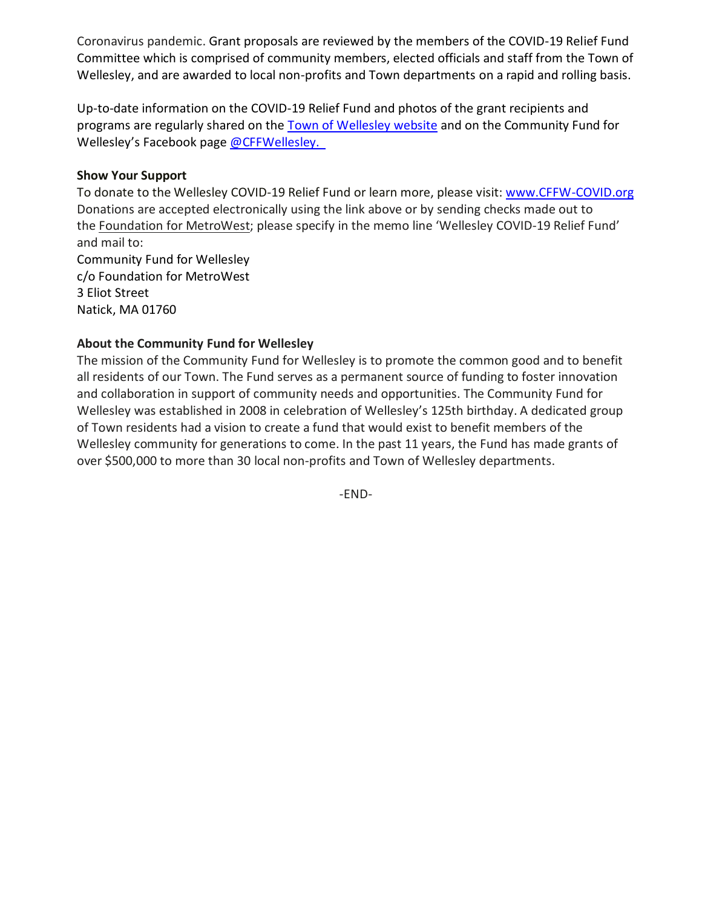Coronavirus pandemic. Grant proposals are reviewed by the members of the COVID-19 Relief Fund Committee which is comprised of community members, elected officials and staff from the Town of Wellesley, and are awarded to local non-profits and Town departments on a rapid and rolling basis.

Up-to-date information on the COVID-19 Relief Fund and photos of the grant recipients and programs are regularly shared on the Town of Wellesley website and on the Community Fund for Wellesley's Facebook page @CFFWellesley.

**Show Your Support**

To donate to the Wellesley COVID-19 Relief Fund or learn more, please visit: www.CFFW-COVID.org
Donations are accepted electronically using the link above or by sending checks made out to the Foundation for MetroWest; please specify in the memo line 'Wellesley COVID-19 Relief Fund' and mail to:

Community Fund for Wellesley
c/o Foundation for MetroWest
3 Eliot Street
Natick, MA 01760

**About the Community Fund for Wellesley**

The mission of the Community Fund for Wellesley is to promote the common good and to benefit all residents of our Town. The Fund serves as a permanent source of funding to foster innovation and collaboration in support of community needs and opportunities. The Community Fund for Wellesley was established in 2008 in celebration of Wellesley's 125th birthday. A dedicated group of Town residents had a vision to create a fund that would exist to benefit members of the Wellesley community for generations to come. In the past 11 years, the Fund has made grants of over $500,000 to more than 30 local non-profits and Town of Wellesley departments.

-END-